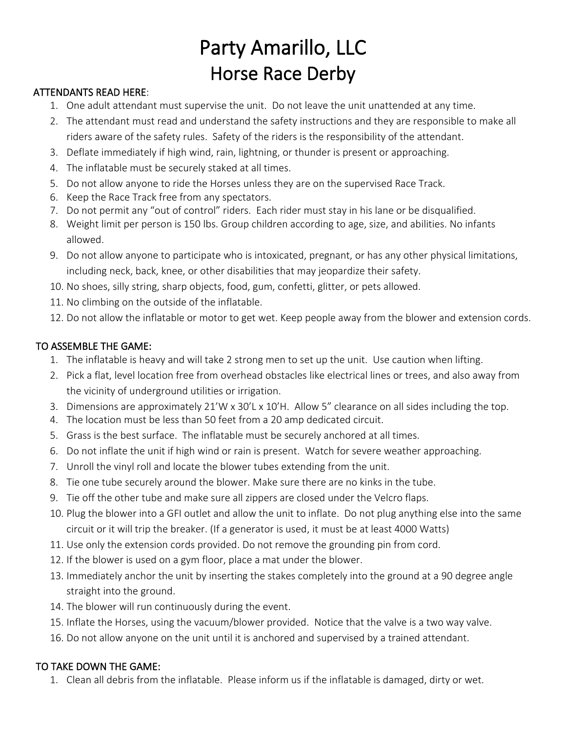# Party Amarillo, LLC
# Horse Race Derby

**ATTENDANTS READ HERE**:

1. One adult attendant must supervise the unit. Do not leave the unit unattended at any time.
2. The attendant must read and understand the safety instructions and they are responsible to make all riders aware of the safety rules. Safety of the riders is the responsibility of the attendant.
3. Deflate immediately if high wind, rain, lightning, or thunder is present or approaching.
4. The inflatable must be securely staked at all times.
5. Do not allow anyone to ride the Horses unless they are on the supervised Race Track.
6. Keep the Race Track free from any spectators.
7. Do not permit any "out of control" riders. Each rider must stay in his lane or be disqualified.
8. Weight limit per person is 150 lbs. Group children according to age, size, and abilities. No infants allowed.
9. Do not allow anyone to participate who is intoxicated, pregnant, or has any other physical limitations, including neck, back, knee, or other disabilities that may jeopardize their safety.
10. No shoes, silly string, sharp objects, food, gum, confetti, glitter, or pets allowed.
11. No climbing on the outside of the inflatable.
12. Do not allow the inflatable or motor to get wet. Keep people away from the blower and extension cords.

**TO ASSEMBLE THE GAME:**

1. The inflatable is heavy and will take 2 strong men to set up the unit. Use caution when lifting.
2. Pick a flat, level location free from overhead obstacles like electrical lines or trees, and also away from the vicinity of underground utilities or irrigation.
3. Dimensions are approximately 21'W x 30'L x 10'H. Allow 5" clearance on all sides including the top.
4. The location must be less than 50 feet from a 20 amp dedicated circuit.
5. Grass is the best surface. The inflatable must be securely anchored at all times.
6. Do not inflate the unit if high wind or rain is present. Watch for severe weather approaching.
7. Unroll the vinyl roll and locate the blower tubes extending from the unit.
8. Tie one tube securely around the blower. Make sure there are no kinks in the tube.
9. Tie off the other tube and make sure all zippers are closed under the Velcro flaps.
10. Plug the blower into a GFI outlet and allow the unit to inflate. Do not plug anything else into the same circuit or it will trip the breaker. (If a generator is used, it must be at least 4000 Watts)
11. Use only the extension cords provided. Do not remove the grounding pin from cord.
12. If the blower is used on a gym floor, place a mat under the blower.
13. Immediately anchor the unit by inserting the stakes completely into the ground at a 90 degree angle straight into the ground.
14. The blower will run continuously during the event.
15. Inflate the Horses, using the vacuum/blower provided. Notice that the valve is a two way valve.
16. Do not allow anyone on the unit until it is anchored and supervised by a trained attendant.

**TO TAKE DOWN THE GAME:**

1. Clean all debris from the inflatable. Please inform us if the inflatable is damaged, dirty or wet.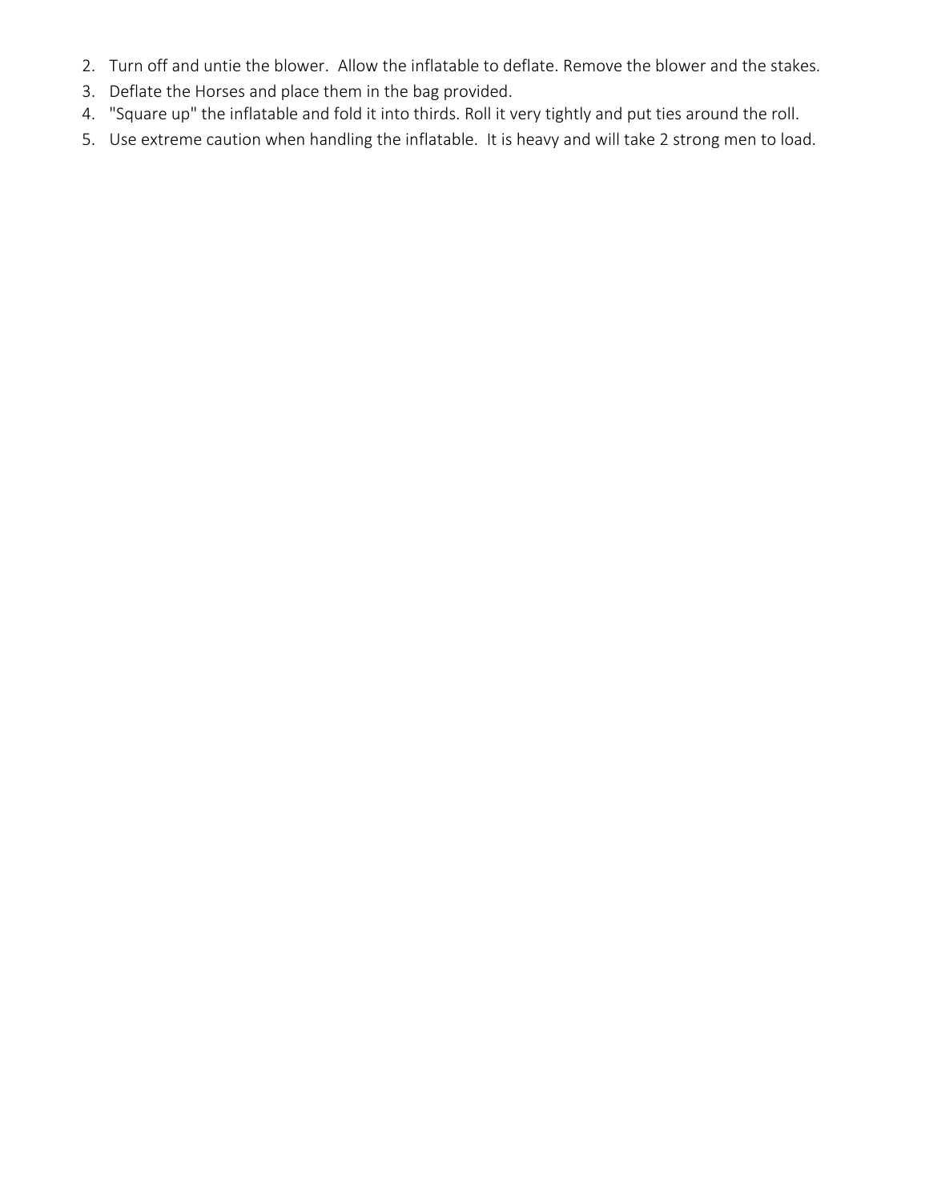2. Turn off and untie the blower. Allow the inflatable to deflate. Remove the blower and the stakes.
3. Deflate the Horses and place them in the bag provided.
4. "Square up" the inflatable and fold it into thirds. Roll it very tightly and put ties around the roll.
5. Use extreme caution when handling the inflatable. It is heavy and will take 2 strong men to load.